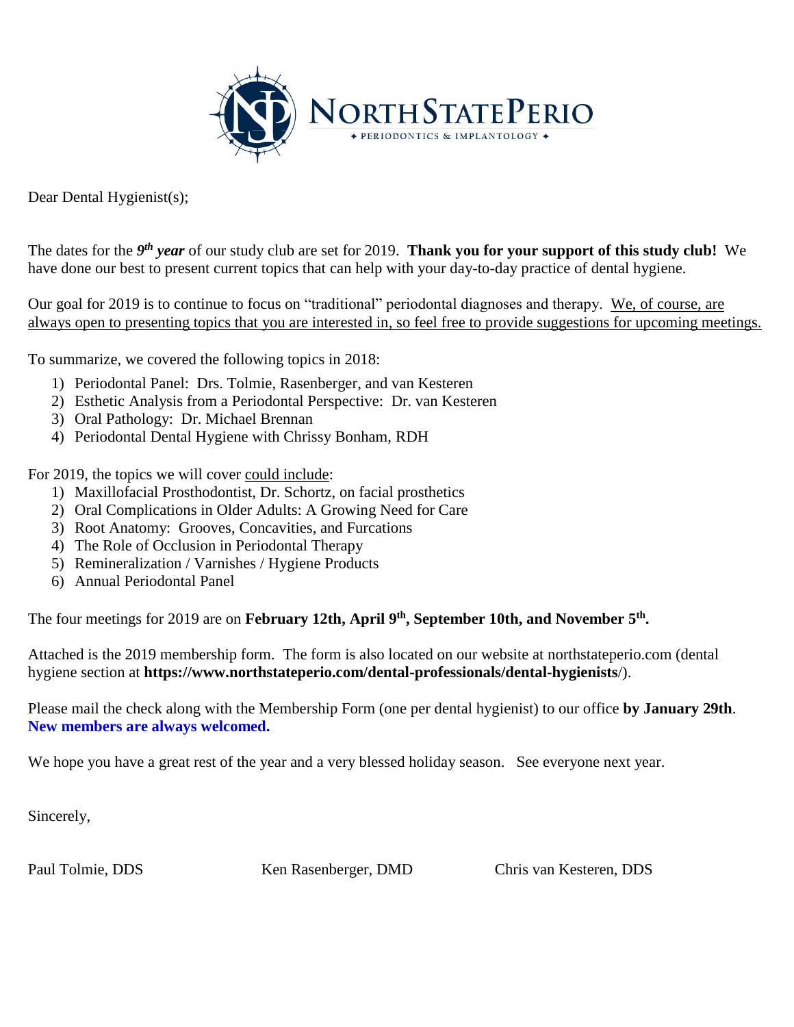**NORTHSTATEPERIO**
✦ PERIODONTICS & IMPLANTOLOGY ✦

Dear Dental Hygienist(s);

The dates for the ***9th year*** of our study club are set for 2019. **Thank you for your support of this study club!** We have done our best to present current topics that can help with your day-to-day practice of dental hygiene.

Our goal for 2019 is to continue to focus on "traditional" periodontal diagnoses and therapy. <u>We, of course, are always open to presenting topics that you are interested in, so feel free to provide suggestions for upcoming meetings.</u>

To summarize, we covered the following topics in 2018:

1) Periodontal Panel: Drs. Tolmie, Rasenberger, and van Kesteren
2) Esthetic Analysis from a Periodontal Perspective: Dr. van Kesteren
3) Oral Pathology: Dr. Michael Brennan
4) Periodontal Dental Hygiene with Chrissy Bonham, RDH

For 2019, the topics we will cover <u>could include</u>:

1) Maxillofacial Prosthodontist, Dr. Schortz, on facial prosthetics
2) Oral Complications in Older Adults: A Growing Need for Care
3) Root Anatomy: Grooves, Concavities, and Furcations
4) The Role of Occlusion in Periodontal Therapy
5) Remineralization / Varnishes / Hygiene Products
6) Annual Periodontal Panel

The four meetings for 2019 are on **February 12th, April 9th, September 10th, and November 5th.**

Attached is the 2019 membership form. The form is also located on our website at northstateperio.com (dental hygiene section at **https://www.northstateperio.com/dental-professionals/dental-hygienists**/).

Please mail the check along with the Membership Form (one per dental hygienist) to our office **by January 29th**. **New members are always welcomed.**

We hope you have a great rest of the year and a very blessed holiday season. See everyone next year.

Sincerely,

Paul Tolmie, DDS    Ken Rasenberger, DMD    Chris van Kesteren, DDS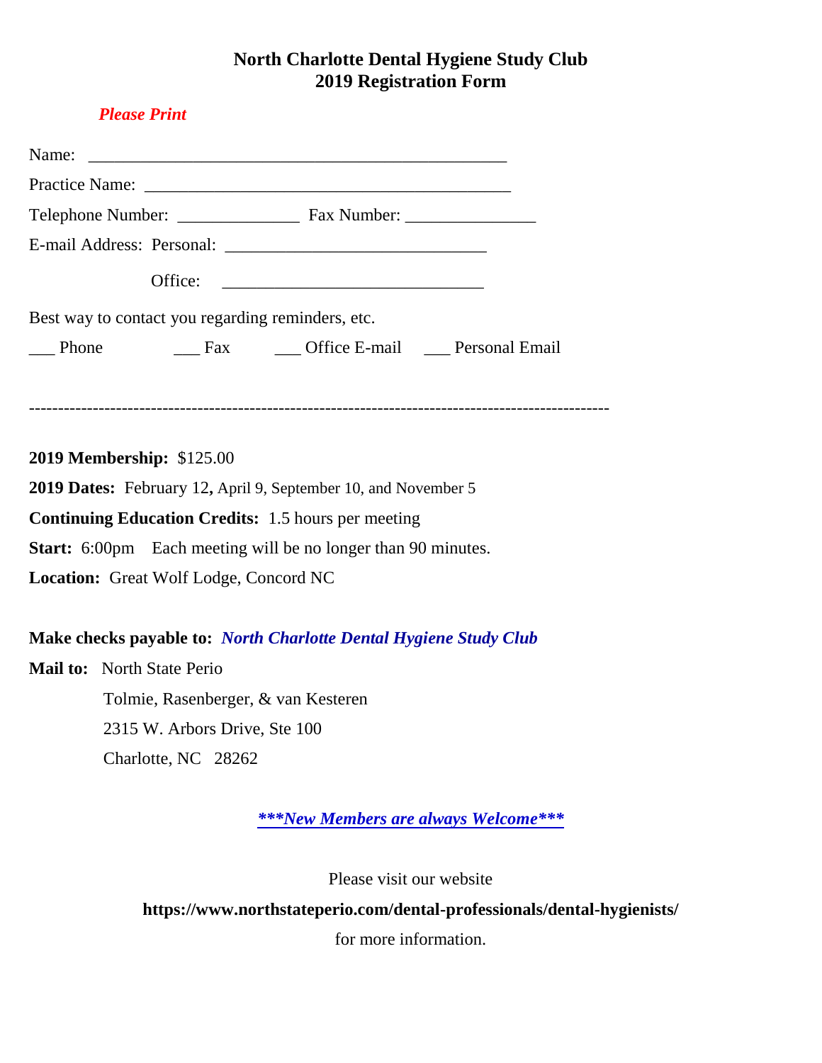# North Charlotte Dental Hygiene Study Club
## 2019 Registration Form

***Please Print***

Name: ________________________________________________

Practice Name: ___________________________________________

Telephone Number: ______________ Fax Number: _______________

E-mail Address: Personal: ______________________________

Office: ______________________________

Best way to contact you regarding reminders, etc.

___ Phone ___ Fax ___ Office E-mail ___ Personal Email

---

**2019 Membership:** $125.00

**2019 Dates:** February 12**,** April 9, September 10, and November 5

**Continuing Education Credits:** 1.5 hours per meeting

**Start:** 6:00pm Each meeting will be no longer than 90 minutes.

**Location:** Great Wolf Lodge, Concord NC

**Make checks payable to:** ***North Charlotte Dental Hygiene Study Club***

**Mail to:** North State Perio
Tolmie, Rasenberger, & van Kesteren
2315 W. Arbors Drive, Ste 100
Charlotte, NC 28262

***\*\*\*New Members are always Welcome\*\*\****

Please visit our website

**https://www.northstateperio.com/dental-professionals/dental-hygienists/**

for more information.